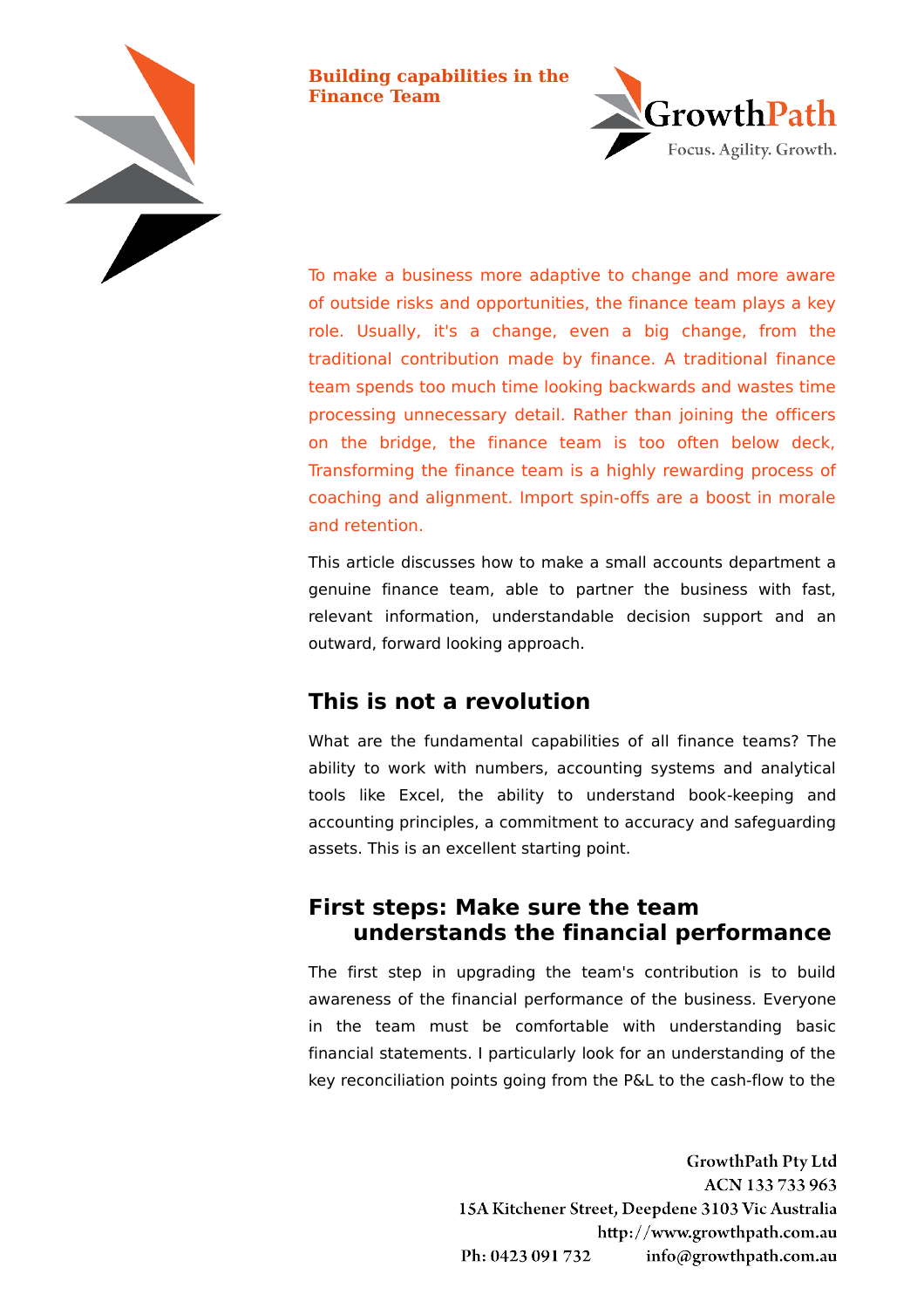**Building capabilities in the Finance Team**

GrowthPath

Focus. Agility. Growth.

To make a business more adaptive to change and more aware of outside risks and opportunities, the finance team plays a key role. Usually, it's a change, even a big change, from the traditional contribution made by finance. A traditional finance team spends too much time looking backwards and wastes time processing unnecessary detail. Rather than joining the officers on the bridge, the finance team is too often below deck, Transforming the finance team is a highly rewarding process of coaching and alignment. Import spin-offs are a boost in morale and retention.

This article discusses how to make a small accounts department a genuine finance team, able to partner the business with fast, relevant information, understandable decision support and an outward, forward looking approach.

## This is not a revolution

What are the fundamental capabilities of all finance teams? The ability to work with numbers, accounting systems and analytical tools like Excel, the ability to understand book-keeping and accounting principles, a commitment to accuracy and safeguarding assets. This is an excellent starting point.

## First steps: Make sure the team understands the financial performance

The first step in upgrading the team's contribution is to build awareness of the financial performance of the business. Everyone in the team must be comfortable with understanding basic financial statements. I particularly look for an understanding of the key reconciliation points going from the P&L to the cash-flow to the

GrowthPath Pty Ltd
ACN 133 733 963
15A Kitchener Street, Deepdene 3103 Vic Australia
http://www.growthpath.com.au
Ph: 0423 091 732 info@growthpath.com.au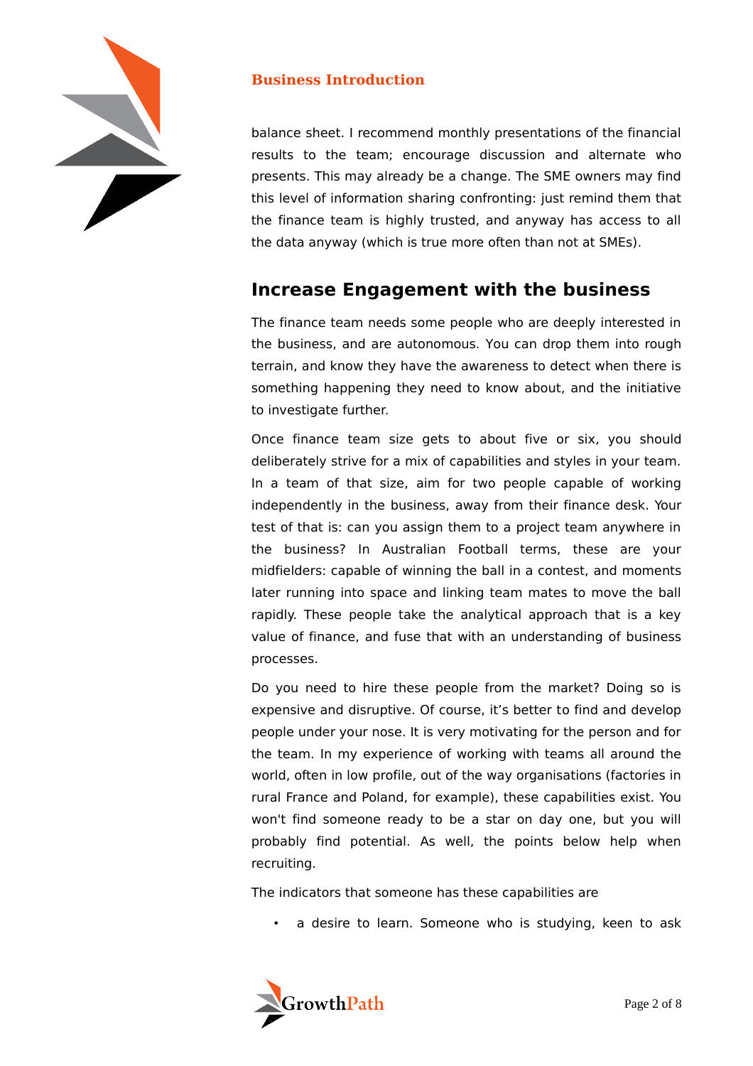balance sheet. I recommend monthly presentations of the financial results to the team; encourage discussion and alternate who presents. This may already be a change. The SME owners may find this level of information sharing confronting: just remind them that the finance team is highly trusted, and anyway has access to all the data anyway (which is true more often than not at SMEs).

## Increase Engagement with the business

The finance team needs some people who are deeply interested in the business, and are autonomous. You can drop them into rough terrain, and know they have the awareness to detect when there is something happening they need to know about, and the initiative to investigate further.

Once finance team size gets to about five or six, you should deliberately strive for a mix of capabilities and styles in your team. In a team of that size, aim for two people capable of working independently in the business, away from their finance desk. Your test of that is: can you assign them to a project team anywhere in the business? In Australian Football terms, these are your midfielders: capable of winning the ball in a contest, and moments later running into space and linking team mates to move the ball rapidly. These people take the analytical approach that is a key value of finance, and fuse that with an understanding of business processes.

Do you need to hire these people from the market? Doing so is expensive and disruptive. Of course, it's better to find and develop people under your nose. It is very motivating for the person and for the team. In my experience of working with teams all around the world, often in low profile, out of the way organisations (factories in rural France and Poland, for example), these capabilities exist. You won't find someone ready to be a star on day one, but you will probably find potential. As well, the points below help when recruiting.

The indicators that someone has these capabilities are

- a desire to learn. Someone who is studying, keen to ask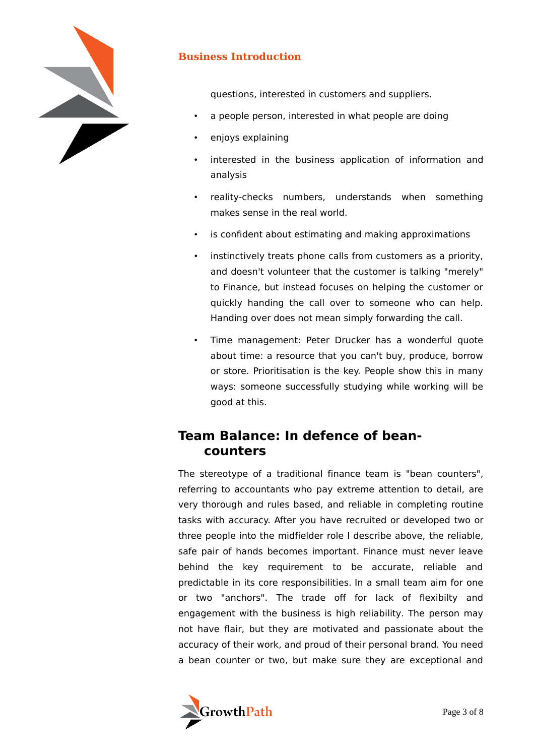questions, interested in customers and suppliers.

- a people person, interested in what people are doing
- enjoys explaining
- interested in the business application of information and analysis
- reality-checks numbers, understands when something makes sense in the real world.
- is confident about estimating and making approximations
- instinctively treats phone calls from customers as a priority, and doesn't volunteer that the customer is talking "merely" to Finance, but instead focuses on helping the customer or quickly handing the call over to someone who can help. Handing over does not mean simply forwarding the call.
- Time management: Peter Drucker has a wonderful quote about time: a resource that you can't buy, produce, borrow or store. Prioritisation is the key. People show this in many ways: someone successfully studying while working will be good at this.

## Team Balance: In defence of bean-counters

The stereotype of a traditional finance team is "bean counters", referring to accountants who pay extreme attention to detail, are very thorough and rules based, and reliable in completing routine tasks with accuracy. After you have recruited or developed two or three people into the midfielder role I describe above, the reliable, safe pair of hands becomes important. Finance must never leave behind the key requirement to be accurate, reliable and predictable in its core responsibilities. In a small team aim for one or two "anchors". The trade off for lack of flexibilty and engagement with the business is high reliability. The person may not have flair, but they are motivated and passionate about the accuracy of their work, and proud of their personal brand. You need a bean counter or two, but make sure they are exceptional and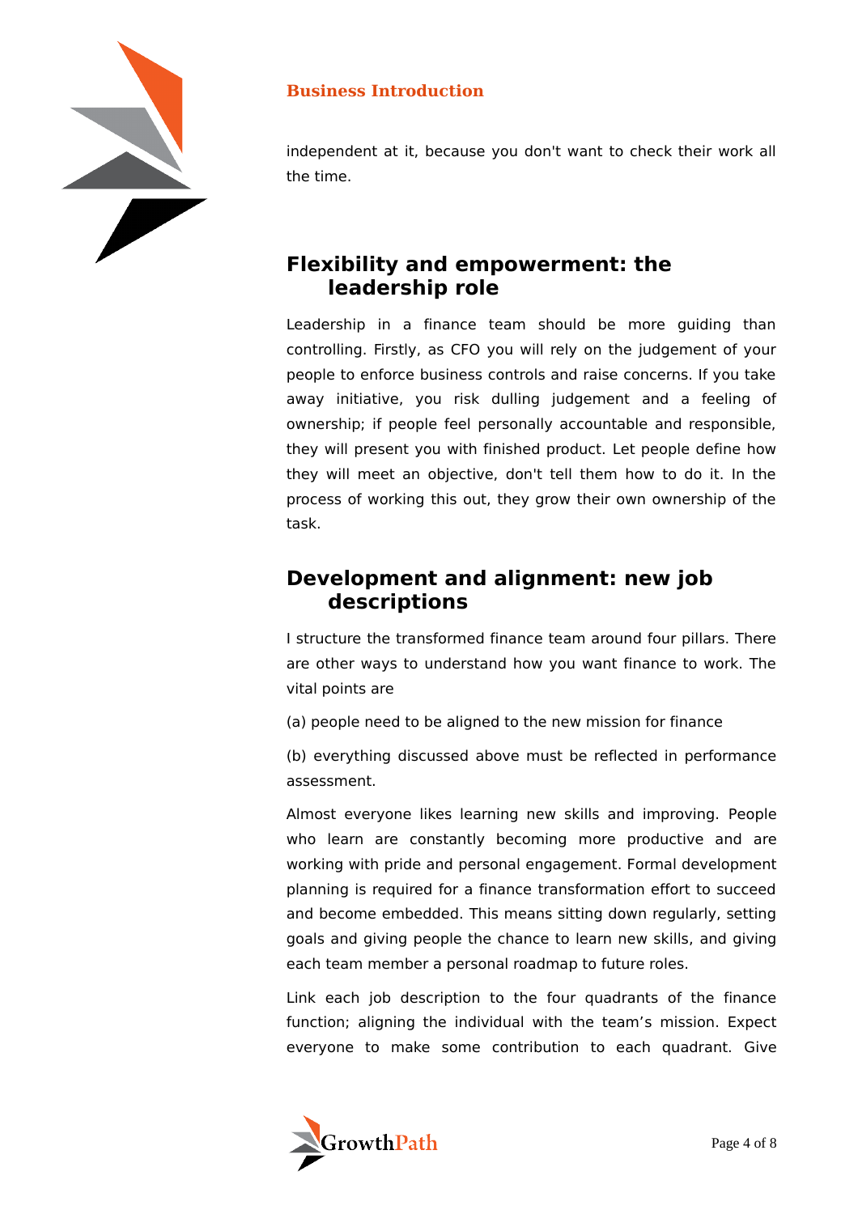independent at it, because you don't want to check their work all the time.

## Flexibility and empowerment: the leadership role

Leadership in a finance team should be more guiding than controlling. Firstly, as CFO you will rely on the judgement of your people to enforce business controls and raise concerns. If you take away initiative, you risk dulling judgement and a feeling of ownership; if people feel personally accountable and responsible, they will present you with finished product. Let people define how they will meet an objective, don't tell them how to do it. In the process of working this out, they grow their own ownership of the task.

## Development and alignment: new job descriptions

I structure the transformed finance team around four pillars. There are other ways to understand how you want finance to work. The vital points are

(a) people need to be aligned to the new mission for finance

(b) everything discussed above must be reflected in performance assessment.

Almost everyone likes learning new skills and improving. People who learn are constantly becoming more productive and are working with pride and personal engagement. Formal development planning is required for a finance transformation effort to succeed and become embedded. This means sitting down regularly, setting goals and giving people the chance to learn new skills, and giving each team member a personal roadmap to future roles.

Link each job description to the four quadrants of the finance function; aligning the individual with the team’s mission. Expect everyone to make some contribution to each quadrant. Give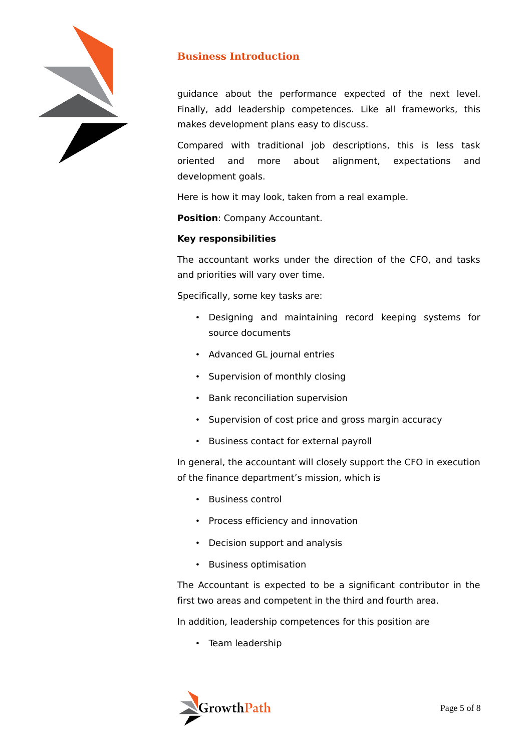guidance about the performance expected of the next level. Finally, add leadership competences. Like all frameworks, this makes development plans easy to discuss.

Compared with traditional job descriptions, this is less task oriented and more about alignment, expectations and development goals.

Here is how it may look, taken from a real example.

**Position**: Company Accountant.

**Key responsibilities**

The accountant works under the direction of the CFO, and tasks and priorities will vary over time.

Specifically, some key tasks are:

- Designing and maintaining record keeping systems for source documents
- Advanced GL journal entries
- Supervision of monthly closing
- Bank reconciliation supervision
- Supervision of cost price and gross margin accuracy
- Business contact for external payroll

In general, the accountant will closely support the CFO in execution of the finance department's mission, which is

- Business control
- Process efficiency and innovation
- Decision support and analysis
- Business optimisation

The Accountant is expected to be a significant contributor in the first two areas and competent in the third and fourth area.

In addition, leadership competences for this position are

- Team leadership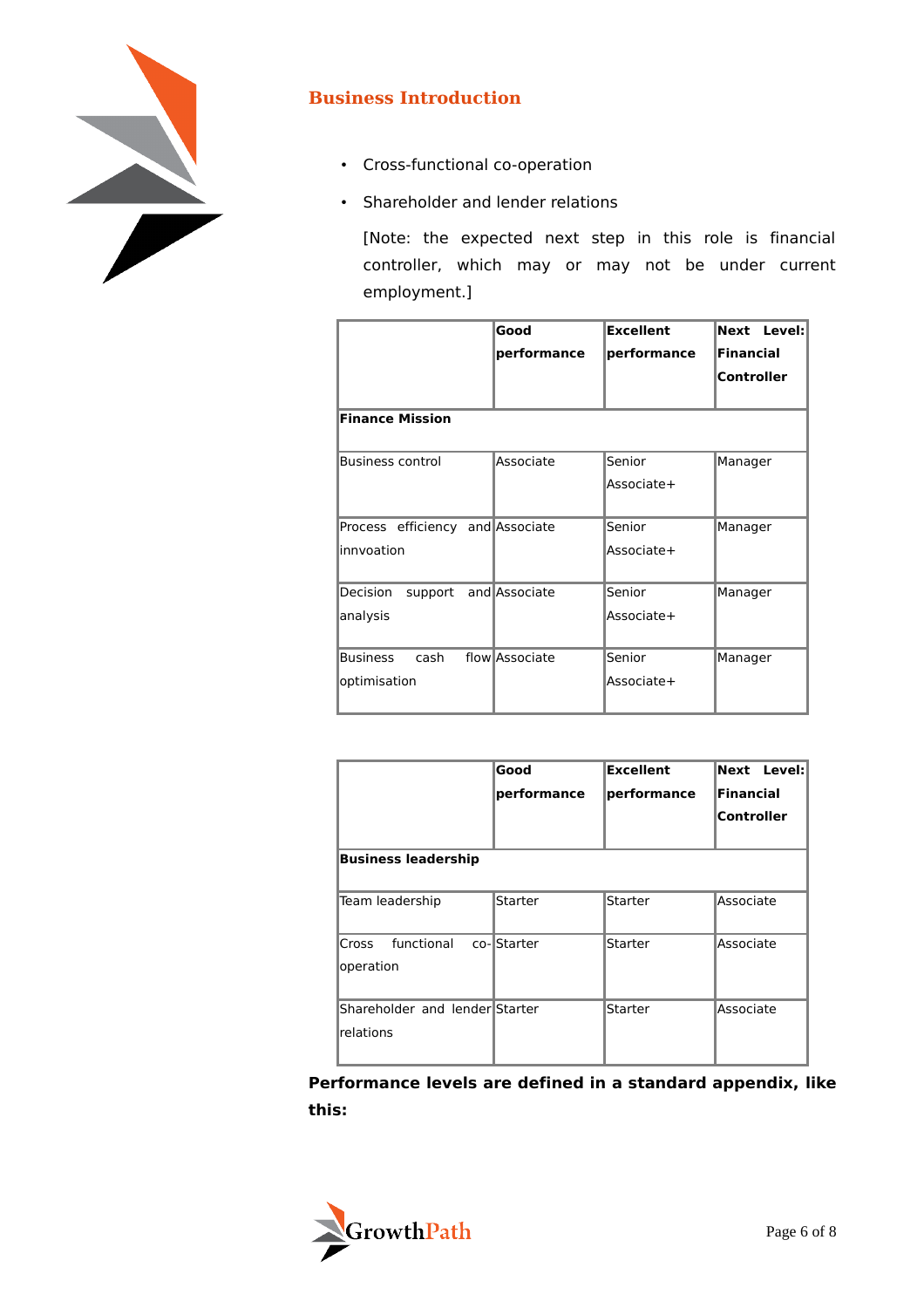## Business Introduction

- Cross-functional co-operation
- Shareholder and lender relations

  [Note: the expected next step in this role is financial controller, which may or may not be under current employment.]

| | **Good performance** | **Excellent performance** | **Next Level: Financial Controller** |
|---|---|---|---|
| **Finance Mission** | | | |
| Business control | Associate | Senior Associate+ | Manager |
| Process efficiency and innvoation | Associate | Senior Associate+ | Manager |
| Decision support and analysis | Associate | Senior Associate+ | Manager |
| Business cash flow optimisation | Associate | Senior Associate+ | Manager |

| | **Good performance** | **Excellent performance** | **Next Level: Financial Controller** |
|---|---|---|---|
| **Business leadership** | | | |
| Team leadership | Starter | Starter | Associate |
| Cross functional co-operation | Starter | Starter | Associate |
| Shareholder and lender relations | Starter | Starter | Associate |

**Performance levels are defined in a standard appendix, like this:**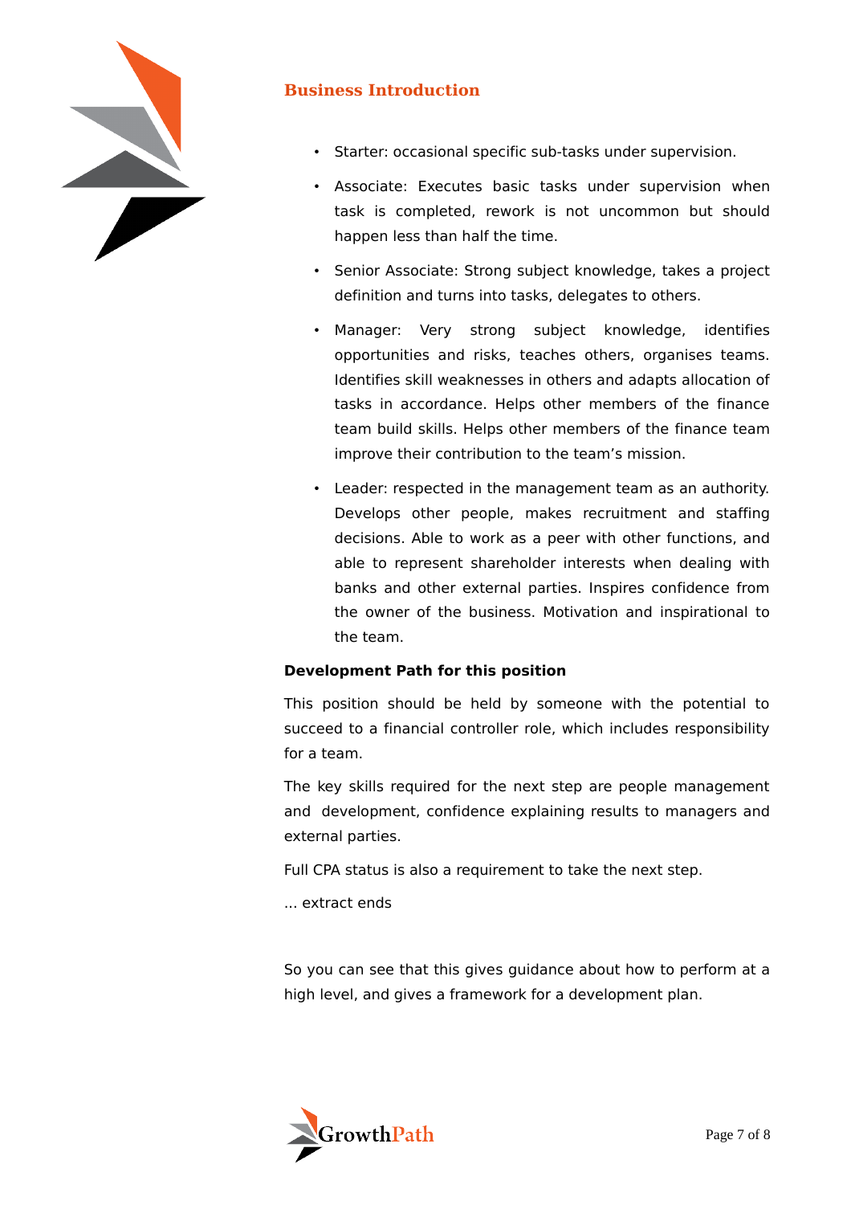## Business Introduction

- Starter: occasional specific sub-tasks under supervision.
- Associate: Executes basic tasks under supervision when task is completed, rework is not uncommon but should happen less than half the time.
- Senior Associate: Strong subject knowledge, takes a project definition and turns into tasks, delegates to others.
- Manager: Very strong subject knowledge, identifies opportunities and risks, teaches others, organises teams. Identifies skill weaknesses in others and adapts allocation of tasks in accordance. Helps other members of the finance team build skills. Helps other members of the finance team improve their contribution to the team's mission.
- Leader: respected in the management team as an authority. Develops other people, makes recruitment and staffing decisions. Able to work as a peer with other functions, and able to represent shareholder interests when dealing with banks and other external parties. Inspires confidence from the owner of the business. Motivation and inspirational to the team.

**Development Path for this position**

This position should be held by someone with the potential to succeed to a financial controller role, which includes responsibility for a team.

The key skills required for the next step are people management and development, confidence explaining results to managers and external parties.

Full CPA status is also a requirement to take the next step.

... extract ends

So you can see that this gives guidance about how to perform at a high level, and gives a framework for a development plan.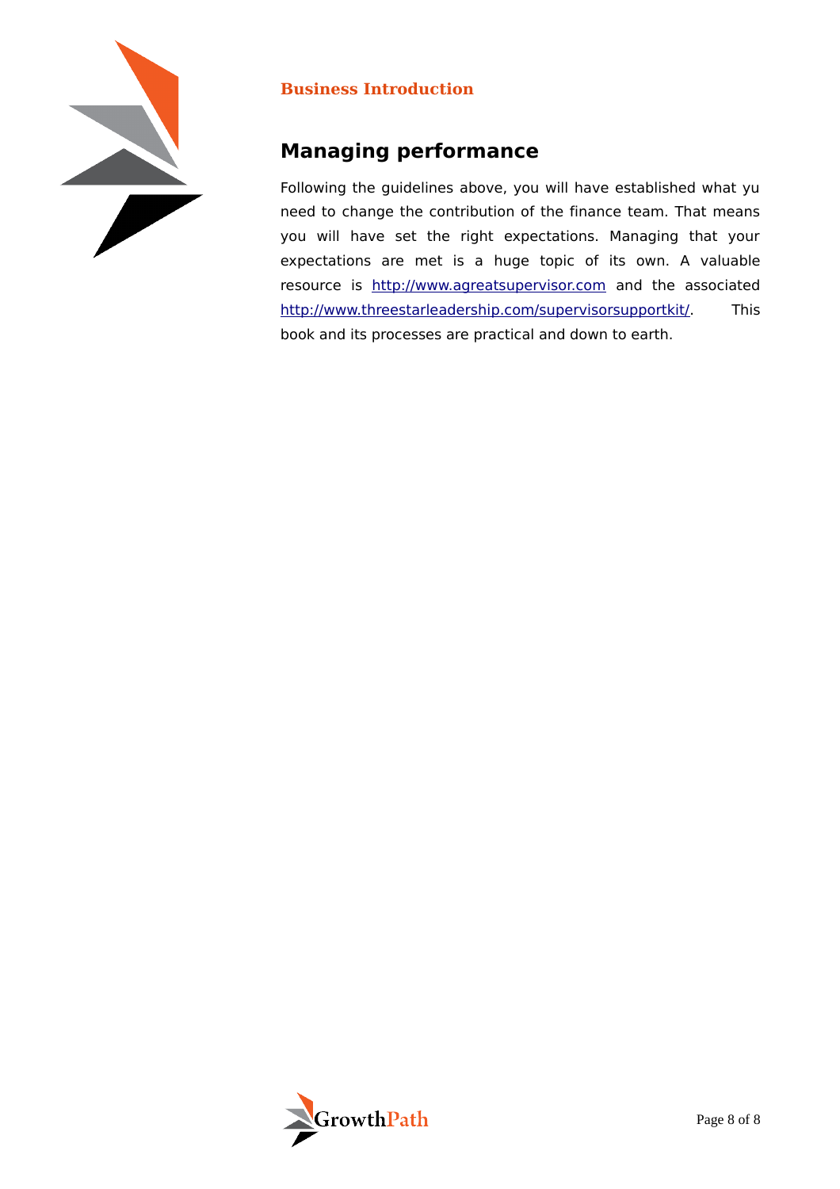## Managing performance

Following the guidelines above, you will have established what yu need to change the contribution of the finance team. That means you will have set the right expectations. Managing that your expectations are met is a huge topic of its own. A valuable resource is http://www.agreatsupervisor.com and the associated http://www.threestarleadership.com/supervisorsupportkit/. This book and its processes are practical and down to earth.